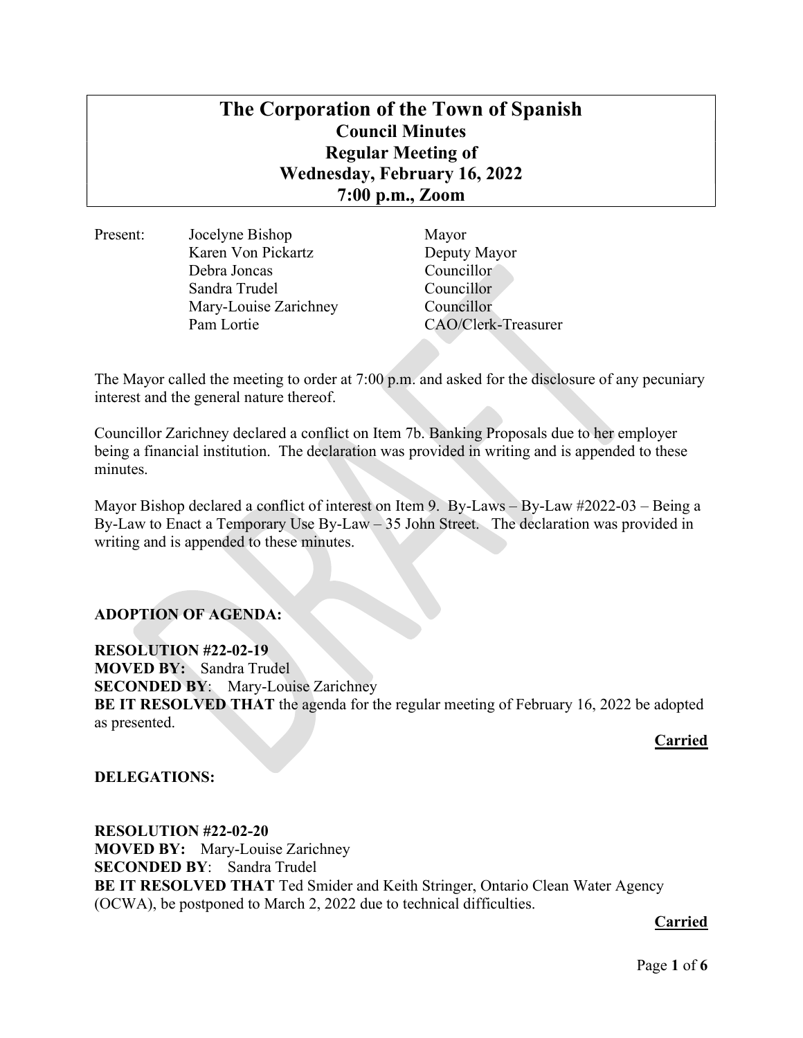# The Corporation of the Town of Spanish
## Council Minutes
## Regular Meeting of
## Wednesday, February 16, 2022
## 7:00 p.m., Zoom

| Present: | | |
|---|---|---|
| | Jocelyne Bishop | Mayor |
| | Karen Von Pickartz | Deputy Mayor |
| | Debra Joncas | Councillor |
| | Sandra Trudel | Councillor |
| | Mary-Louise Zarichney | Councillor |
| | Pam Lortie | CAO/Clerk-Treasurer |

The Mayor called the meeting to order at 7:00 p.m. and asked for the disclosure of any pecuniary interest and the general nature thereof.

Councillor Zarichney declared a conflict on Item 7b. Banking Proposals due to her employer being a financial institution. The declaration was provided in writing and is appended to these minutes.

Mayor Bishop declared a conflict of interest on Item 9. By-Laws – By-Law #2022-03 – Being a By-Law to Enact a Temporary Use By-Law – 35 John Street. The declaration was provided in writing and is appended to these minutes.

**ADOPTION OF AGENDA:**

**RESOLUTION #22-02-19**
**MOVED BY:** Sandra Trudel
**SECONDED BY**: Mary-Louise Zarichney
**BE IT RESOLVED THAT** the agenda for the regular meeting of February 16, 2022 be adopted as presented.

**Carried**

**DELEGATIONS:**

**RESOLUTION #22-02-20**
**MOVED BY:** Mary-Louise Zarichney
**SECONDED BY**: Sandra Trudel
**BE IT RESOLVED THAT** Ted Smider and Keith Stringer, Ontario Clean Water Agency (OCWA), be postponed to March 2, 2022 due to technical difficulties.

**Carried**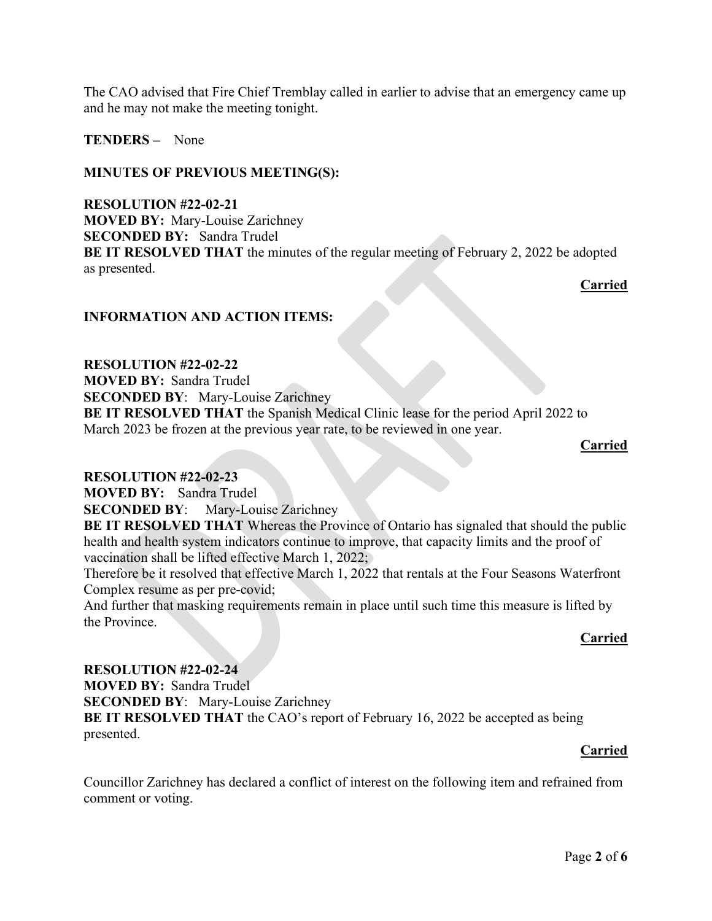The CAO advised that Fire Chief Tremblay called in earlier to advise that an emergency came up and he may not make the meeting tonight.

**TENDERS –** None

**MINUTES OF PREVIOUS MEETING(S):**

**RESOLUTION #22-02-21**
**MOVED BY:** Mary-Louise Zarichney
**SECONDED BY:** Sandra Trudel
**BE IT RESOLVED THAT** the minutes of the regular meeting of February 2, 2022 be adopted as presented.

**Carried**

**INFORMATION AND ACTION ITEMS:**

**RESOLUTION #22-02-22**
**MOVED BY:** Sandra Trudel
**SECONDED BY**: Mary-Louise Zarichney
**BE IT RESOLVED THAT** the Spanish Medical Clinic lease for the period April 2022 to March 2023 be frozen at the previous year rate, to be reviewed in one year.

**Carried**

**RESOLUTION #22-02-23**
**MOVED BY:** Sandra Trudel
**SECONDED BY**: Mary-Louise Zarichney
**BE IT RESOLVED THAT** Whereas the Province of Ontario has signaled that should the public health and health system indicators continue to improve, that capacity limits and the proof of vaccination shall be lifted effective March 1, 2022;
Therefore be it resolved that effective March 1, 2022 that rentals at the Four Seasons Waterfront Complex resume as per pre-covid;
And further that masking requirements remain in place until such time this measure is lifted by the Province.

**Carried**

**RESOLUTION #22-02-24**
**MOVED BY:** Sandra Trudel
**SECONDED BY**: Mary-Louise Zarichney
**BE IT RESOLVED THAT** the CAO's report of February 16, 2022 be accepted as being presented.

**Carried**

Councillor Zarichney has declared a conflict of interest on the following item and refrained from comment or voting.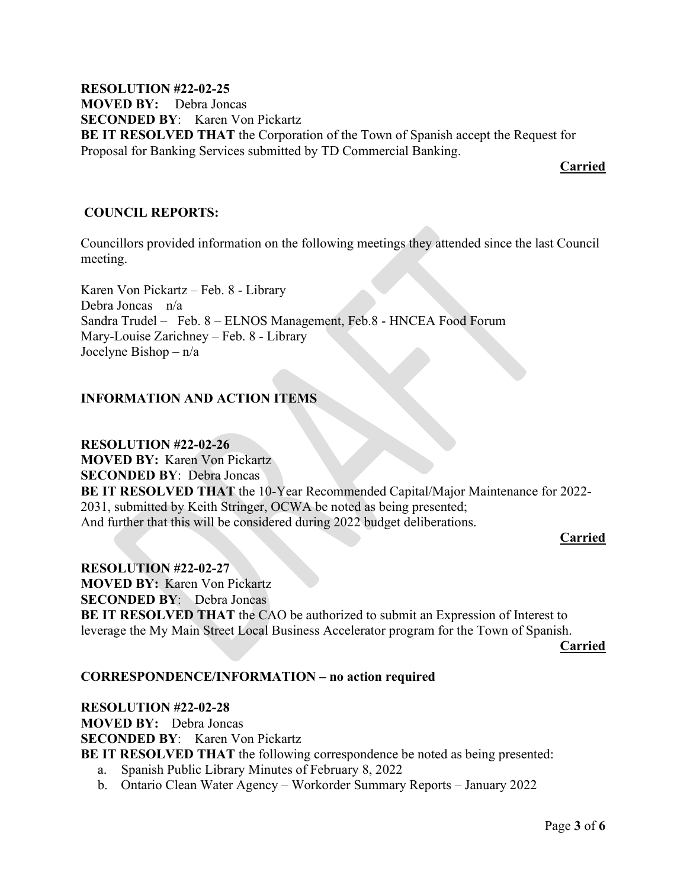**RESOLUTION #22-02-25**
**MOVED BY:** Debra Joncas
**SECONDED BY**: Karen Von Pickartz
**BE IT RESOLVED THAT** the Corporation of the Town of Spanish accept the Request for Proposal for Banking Services submitted by TD Commercial Banking.

**Carried**

## COUNCIL REPORTS:

Councillors provided information on the following meetings they attended since the last Council meeting.

Karen Von Pickartz – Feb. 8 - Library
Debra Joncas n/a
Sandra Trudel – Feb. 8 – ELNOS Management, Feb.8 - HNCEA Food Forum
Mary-Louise Zarichney – Feb. 8 - Library
Jocelyne Bishop – n/a

## INFORMATION AND ACTION ITEMS

**RESOLUTION #22-02-26**
**MOVED BY:** Karen Von Pickartz
**SECONDED BY**: Debra Joncas
**BE IT RESOLVED THAT** the 10-Year Recommended Capital/Major Maintenance for 2022-2031, submitted by Keith Stringer, OCWA be noted as being presented;
And further that this will be considered during 2022 budget deliberations.

**Carried**

**RESOLUTION #22-02-27**
**MOVED BY:** Karen Von Pickartz
**SECONDED BY**: Debra Joncas
**BE IT RESOLVED THAT** the CAO be authorized to submit an Expression of Interest to leverage the My Main Street Local Business Accelerator program for the Town of Spanish.

**Carried**

## CORRESPONDENCE/INFORMATION – no action required

**RESOLUTION #22-02-28**
**MOVED BY:** Debra Joncas
**SECONDED BY**: Karen Von Pickartz
**BE IT RESOLVED THAT** the following correspondence be noted as being presented:

a. Spanish Public Library Minutes of February 8, 2022
b. Ontario Clean Water Agency – Workorder Summary Reports – January 2022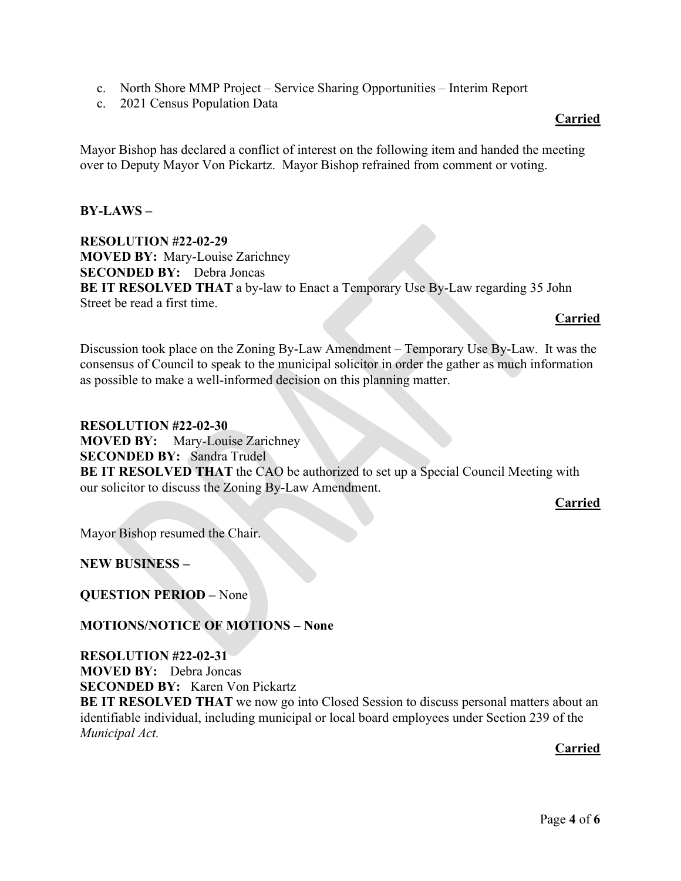c. North Shore MMP Project – Service Sharing Opportunities – Interim Report
c. 2021 Census Population Data

**Carried**

Mayor Bishop has declared a conflict of interest on the following item and handed the meeting over to Deputy Mayor Von Pickartz. Mayor Bishop refrained from comment or voting.

**BY-LAWS –**

**RESOLUTION #22-02-29**
**MOVED BY:** Mary-Louise Zarichney
**SECONDED BY:** Debra Joncas
**BE IT RESOLVED THAT** a by-law to Enact a Temporary Use By-Law regarding 35 John Street be read a first time.

**Carried**

Discussion took place on the Zoning By-Law Amendment – Temporary Use By-Law. It was the consensus of Council to speak to the municipal solicitor in order the gather as much information as possible to make a well-informed decision on this planning matter.

**RESOLUTION #22-02-30**
**MOVED BY:** Mary-Louise Zarichney
**SECONDED BY:** Sandra Trudel
**BE IT RESOLVED THAT** the CAO be authorized to set up a Special Council Meeting with our solicitor to discuss the Zoning By-Law Amendment.

**Carried**

Mayor Bishop resumed the Chair.

**NEW BUSINESS –**

**QUESTION PERIOD –** None

**MOTIONS/NOTICE OF MOTIONS – None**

**RESOLUTION #22-02-31**
**MOVED BY:** Debra Joncas
**SECONDED BY:** Karen Von Pickartz
**BE IT RESOLVED THAT** we now go into Closed Session to discuss personal matters about an identifiable individual, including municipal or local board employees under Section 239 of the *Municipal Act.*

**Carried**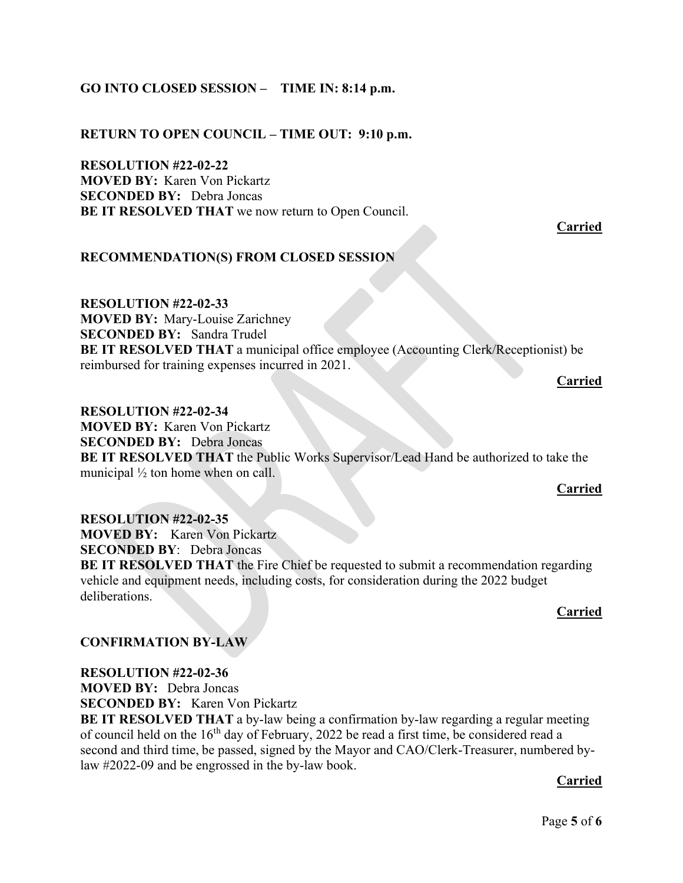**GO INTO CLOSED SESSION – TIME IN: 8:14 p.m.**

**RETURN TO OPEN COUNCIL – TIME OUT: 9:10 p.m.**

**RESOLUTION #22-02-22**
**MOVED BY:** Karen Von Pickartz
**SECONDED BY:** Debra Joncas
**BE IT RESOLVED THAT** we now return to Open Council.

**Carried**

**RECOMMENDATION(S) FROM CLOSED SESSION**

**RESOLUTION #22-02-33**
**MOVED BY:** Mary-Louise Zarichney
**SECONDED BY:** Sandra Trudel
**BE IT RESOLVED THAT** a municipal office employee (Accounting Clerk/Receptionist) be reimbursed for training expenses incurred in 2021.

**Carried**

**RESOLUTION #22-02-34**
**MOVED BY:** Karen Von Pickartz
**SECONDED BY:** Debra Joncas
**BE IT RESOLVED THAT** the Public Works Supervisor/Lead Hand be authorized to take the municipal ½ ton home when on call.

**Carried**

**RESOLUTION #22-02-35**
**MOVED BY:** Karen Von Pickartz
**SECONDED BY**: Debra Joncas
**BE IT RESOLVED THAT** the Fire Chief be requested to submit a recommendation regarding vehicle and equipment needs, including costs, for consideration during the 2022 budget deliberations.

**Carried**

**CONFIRMATION BY-LAW**

**RESOLUTION #22-02-36**
**MOVED BY:** Debra Joncas
**SECONDED BY:** Karen Von Pickartz
**BE IT RESOLVED THAT** a by-law being a confirmation by-law regarding a regular meeting of council held on the 16th day of February, 2022 be read a first time, be considered read a second and third time, be passed, signed by the Mayor and CAO/Clerk-Treasurer, numbered by-law #2022-09 and be engrossed in the by-law book.

**Carried**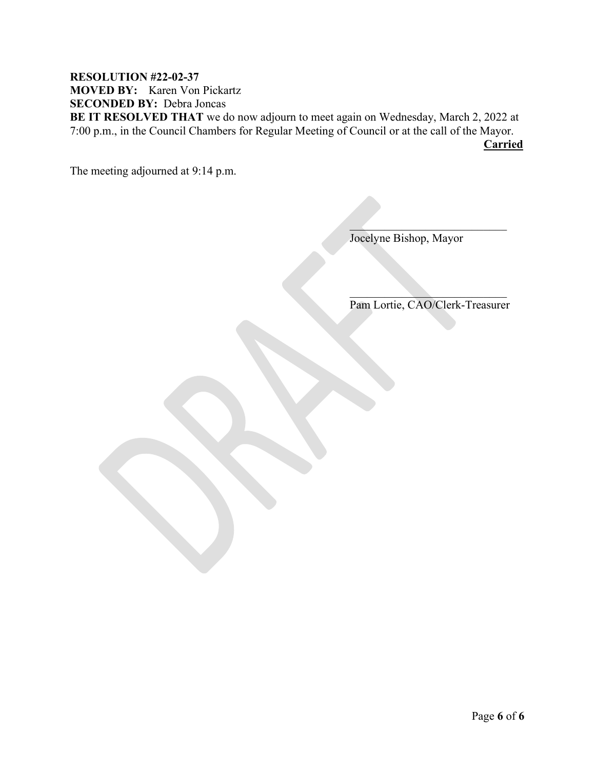**RESOLUTION #22-02-37**
**MOVED BY:** Karen Von Pickartz
**SECONDED BY:** Debra Joncas
**BE IT RESOLVED THAT** we do now adjourn to meet again on Wednesday, March 2, 2022 at 7:00 p.m., in the Council Chambers for Regular Meeting of Council or at the call of the Mayor.

**Carried**

The meeting adjourned at 9:14 p.m.

\_\_\_\_\_\_\_\_\_\_\_\_\_\_\_\_\_\_\_\_\_\_\_\_\_\_\_\_
Jocelyne Bishop, Mayor

\_\_\_\_\_\_\_\_\_\_\_\_\_\_\_\_\_\_\_\_\_\_\_\_\_\_\_\_
Pam Lortie, CAO/Clerk-Treasurer

DRAFT